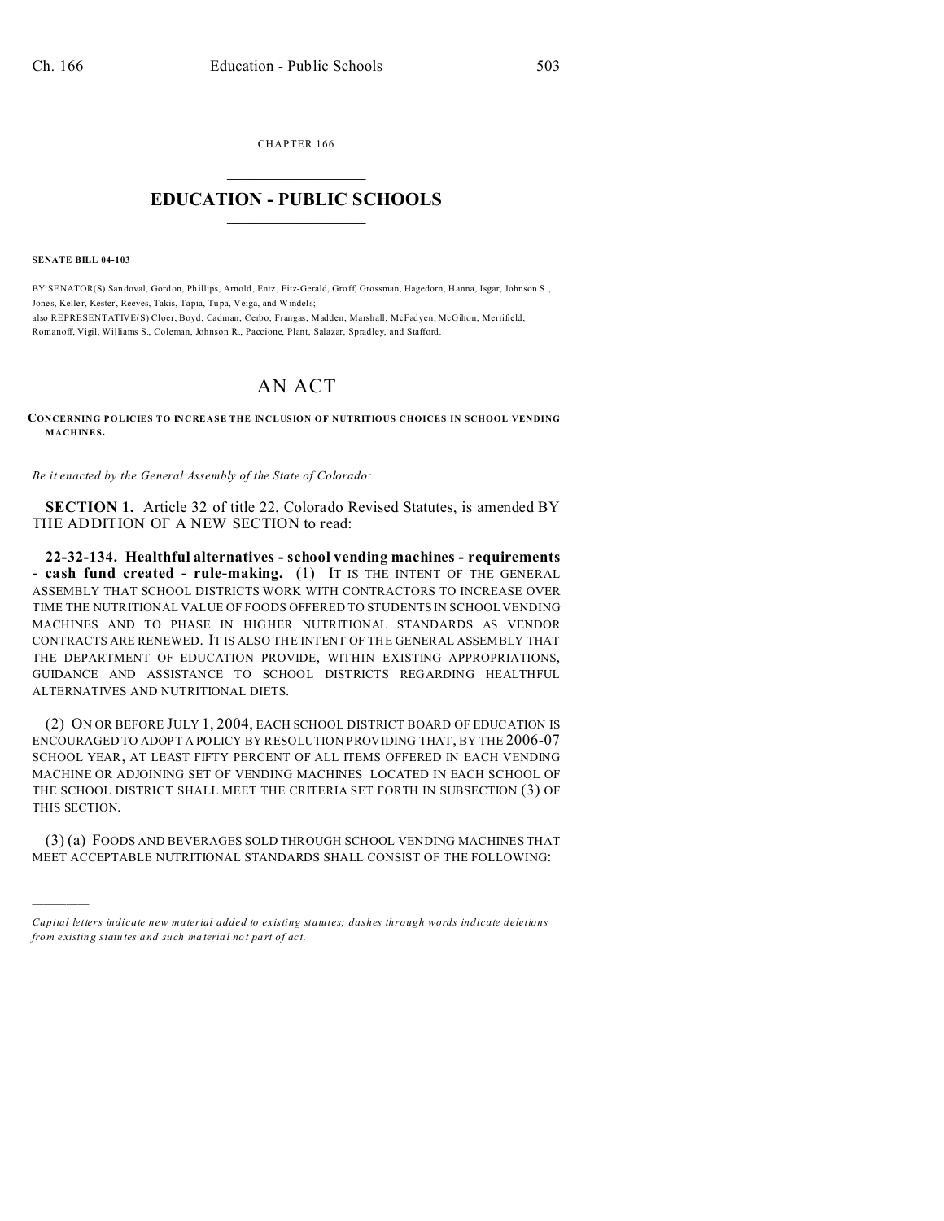CHAPTER 166

# EDUCATION - PUBLIC SCHOOLS

**SENATE BILL 04-103**

BY SENATOR(S) Sandoval, Gordon, Phillips, Arnold, Entz, Fitz-Gerald, Groff, Grossman, Hagedorn, Hanna, Isgar, Johnson S., Jones, Keller, Kester, Reeves, Takis, Tapia, Tupa, Veiga, and Windels;
also REPRESENTATIVE(S) Cloer, Boyd, Cadman, Cerbo, Frangas, Madden, Marshall, McFadyen, McGihon, Merrifield, Romanoff, Vigil, Williams S., Coleman, Johnson R., Paccione, Plant, Salazar, Spradley, and Stafford.

# AN ACT

**CONCERNING POLICIES TO INCREASE THE INCLUSION OF NUTRITIOUS CHOICES IN SCHOOL VENDING MACHINES.**

*Be it enacted by the General Assembly of the State of Colorado:*

**SECTION 1.** Article 32 of title 22, Colorado Revised Statutes, is amended BY THE ADDITION OF A NEW SECTION to read:

**22-32-134. Healthful alternatives - school vending machines - requirements - cash fund created - rule-making.** (1) IT IS THE INTENT OF THE GENERAL ASSEMBLY THAT SCHOOL DISTRICTS WORK WITH CONTRACTORS TO INCREASE OVER TIME THE NUTRITIONAL VALUE OF FOODS OFFERED TO STUDENTS IN SCHOOL VENDING MACHINES AND TO PHASE IN HIGHER NUTRITIONAL STANDARDS AS VENDOR CONTRACTS ARE RENEWED. IT IS ALSO THE INTENT OF THE GENERAL ASSEMBLY THAT THE DEPARTMENT OF EDUCATION PROVIDE, WITHIN EXISTING APPROPRIATIONS, GUIDANCE AND ASSISTANCE TO SCHOOL DISTRICTS REGARDING HEALTHFUL ALTERNATIVES AND NUTRITIONAL DIETS.

(2) ON OR BEFORE JULY 1, 2004, EACH SCHOOL DISTRICT BOARD OF EDUCATION IS ENCOURAGED TO ADOPT A POLICY BY RESOLUTION PROVIDING THAT, BY THE 2006-07 SCHOOL YEAR, AT LEAST FIFTY PERCENT OF ALL ITEMS OFFERED IN EACH VENDING MACHINE OR ADJOINING SET OF VENDING MACHINES LOCATED IN EACH SCHOOL OF THE SCHOOL DISTRICT SHALL MEET THE CRITERIA SET FORTH IN SUBSECTION (3) OF THIS SECTION.

(3) (a) FOODS AND BEVERAGES SOLD THROUGH SCHOOL VENDING MACHINES THAT MEET ACCEPTABLE NUTRITIONAL STANDARDS SHALL CONSIST OF THE FOLLOWING:

---

*Capital letters indicate new material added to existing statutes; dashes through words indicate deletions from existing statutes and such material not part of act.*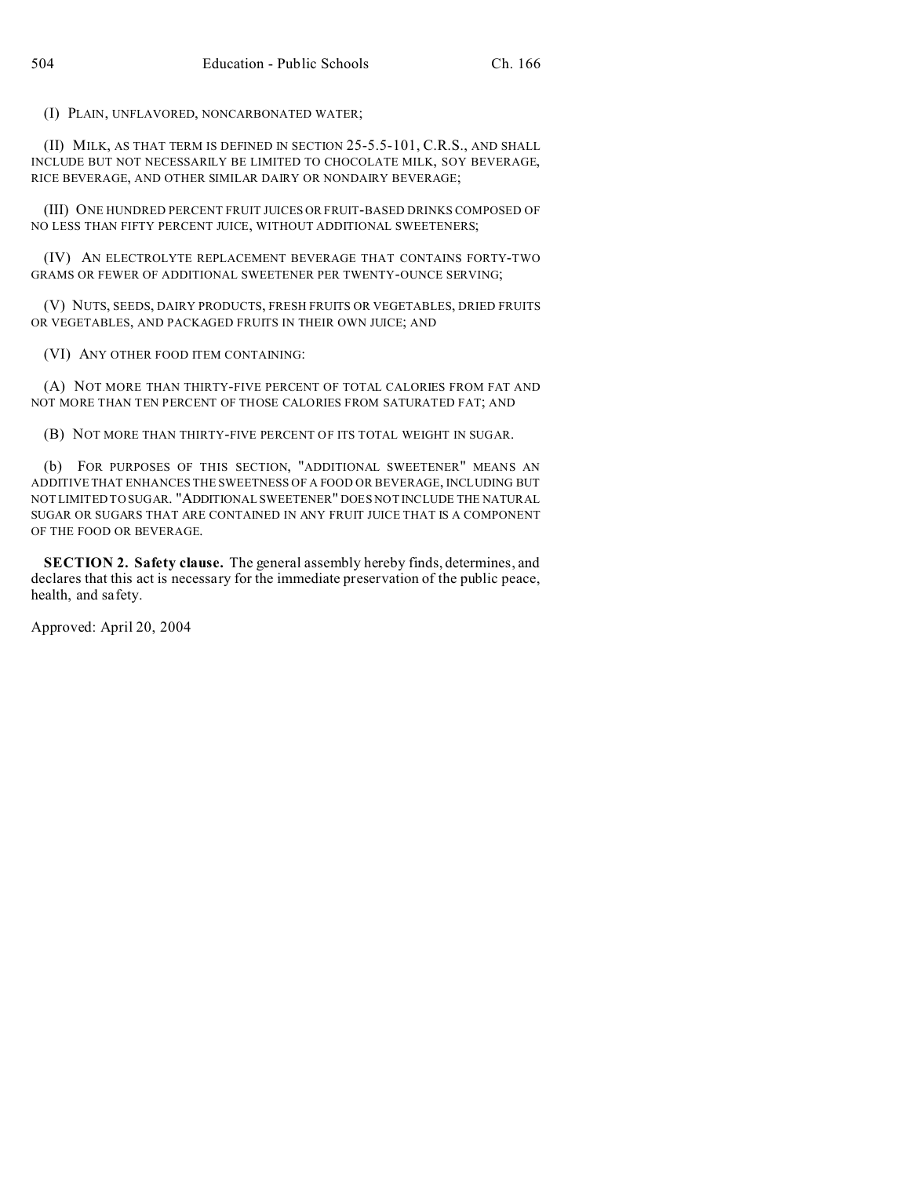(I) PLAIN, UNFLAVORED, NONCARBONATED WATER;

(II) MILK, AS THAT TERM IS DEFINED IN SECTION 25-5.5-101, C.R.S., AND SHALL INCLUDE BUT NOT NECESSARILY BE LIMITED TO CHOCOLATE MILK, SOY BEVERAGE, RICE BEVERAGE, AND OTHER SIMILAR DAIRY OR NONDAIRY BEVERAGE;

(III) ONE HUNDRED PERCENT FRUIT JUICES OR FRUIT-BASED DRINKS COMPOSED OF NO LESS THAN FIFTY PERCENT JUICE, WITHOUT ADDITIONAL SWEETENERS;

(IV) AN ELECTROLYTE REPLACEMENT BEVERAGE THAT CONTAINS FORTY-TWO GRAMS OR FEWER OF ADDITIONAL SWEETENER PER TWENTY-OUNCE SERVING;

(V) NUTS, SEEDS, DAIRY PRODUCTS, FRESH FRUITS OR VEGETABLES, DRIED FRUITS OR VEGETABLES, AND PACKAGED FRUITS IN THEIR OWN JUICE; AND

(VI) ANY OTHER FOOD ITEM CONTAINING:

(A) NOT MORE THAN THIRTY-FIVE PERCENT OF TOTAL CALORIES FROM FAT AND NOT MORE THAN TEN PERCENT OF THOSE CALORIES FROM SATURATED FAT; AND

(B) NOT MORE THAN THIRTY-FIVE PERCENT OF ITS TOTAL WEIGHT IN SUGAR.

(b) FOR PURPOSES OF THIS SECTION, "ADDITIONAL SWEETENER" MEANS AN ADDITIVE THAT ENHANCES THE SWEETNESS OF A FOOD OR BEVERAGE, INCLUDING BUT NOT LIMITED TO SUGAR. "ADDITIONAL SWEETENER" DOES NOT INCLUDE THE NATURAL SUGAR OR SUGARS THAT ARE CONTAINED IN ANY FRUIT JUICE THAT IS A COMPONENT OF THE FOOD OR BEVERAGE.

**SECTION 2. Safety clause.** The general assembly hereby finds, determines, and declares that this act is necessary for the immediate preservation of the public peace, health, and safety.

Approved: April 20, 2004